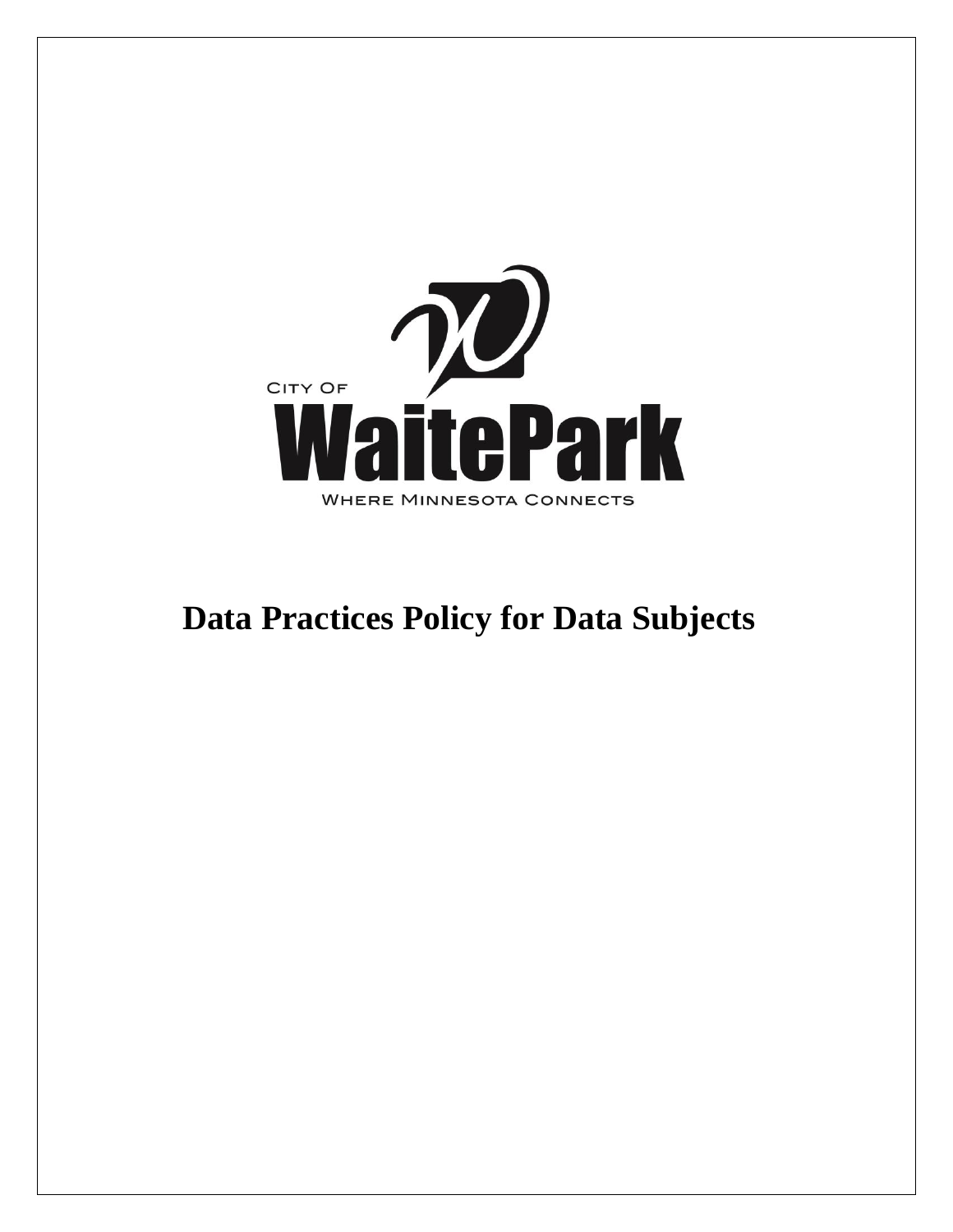CITY OF

WaitePark

WHERE MINNESOTA CONNECTS

# Data Practices Policy for Data Subjects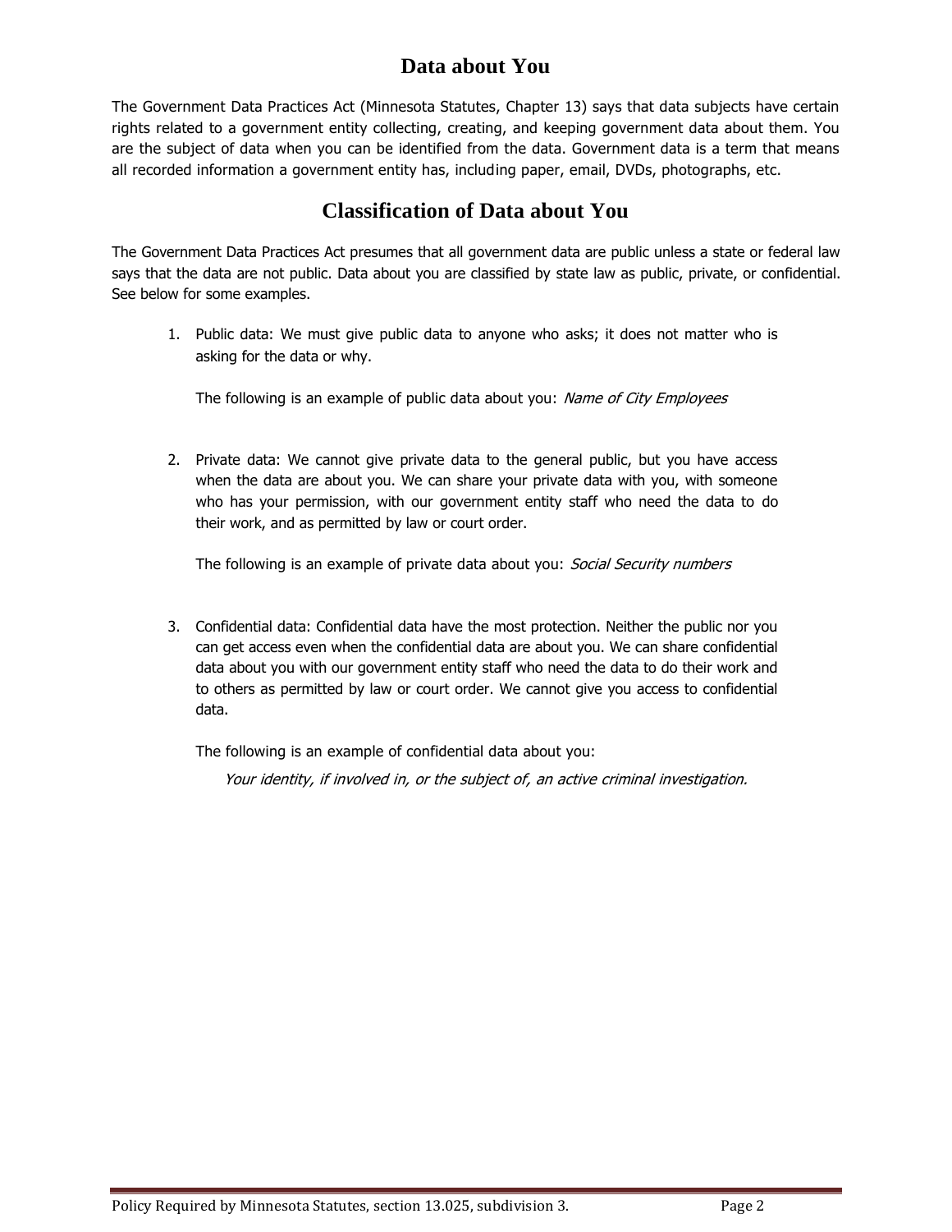# Data about You

The Government Data Practices Act (Minnesota Statutes, Chapter 13) says that data subjects have certain rights related to a government entity collecting, creating, and keeping government data about them. You are the subject of data when you can be identified from the data. Government data is a term that means all recorded information a government entity has, including paper, email, DVDs, photographs, etc.

# Classification of Data about You

The Government Data Practices Act presumes that all government data are public unless a state or federal law says that the data are not public. Data about you are classified by state law as public, private, or confidential. See below for some examples.

1. Public data: We must give public data to anyone who asks; it does not matter who is asking for the data or why.

   The following is an example of public data about you: *Name of City Employees*

2. Private data: We cannot give private data to the general public, but you have access when the data are about you. We can share your private data with you, with someone who has your permission, with our government entity staff who need the data to do their work, and as permitted by law or court order.

   The following is an example of private data about you: *Social Security numbers*

3. Confidential data: Confidential data have the most protection. Neither the public nor you can get access even when the confidential data are about you. We can share confidential data about you with our government entity staff who need the data to do their work and to others as permitted by law or court order. We cannot give you access to confidential data.

   The following is an example of confidential data about you:

   *Your identity, if involved in, or the subject of, an active criminal investigation.*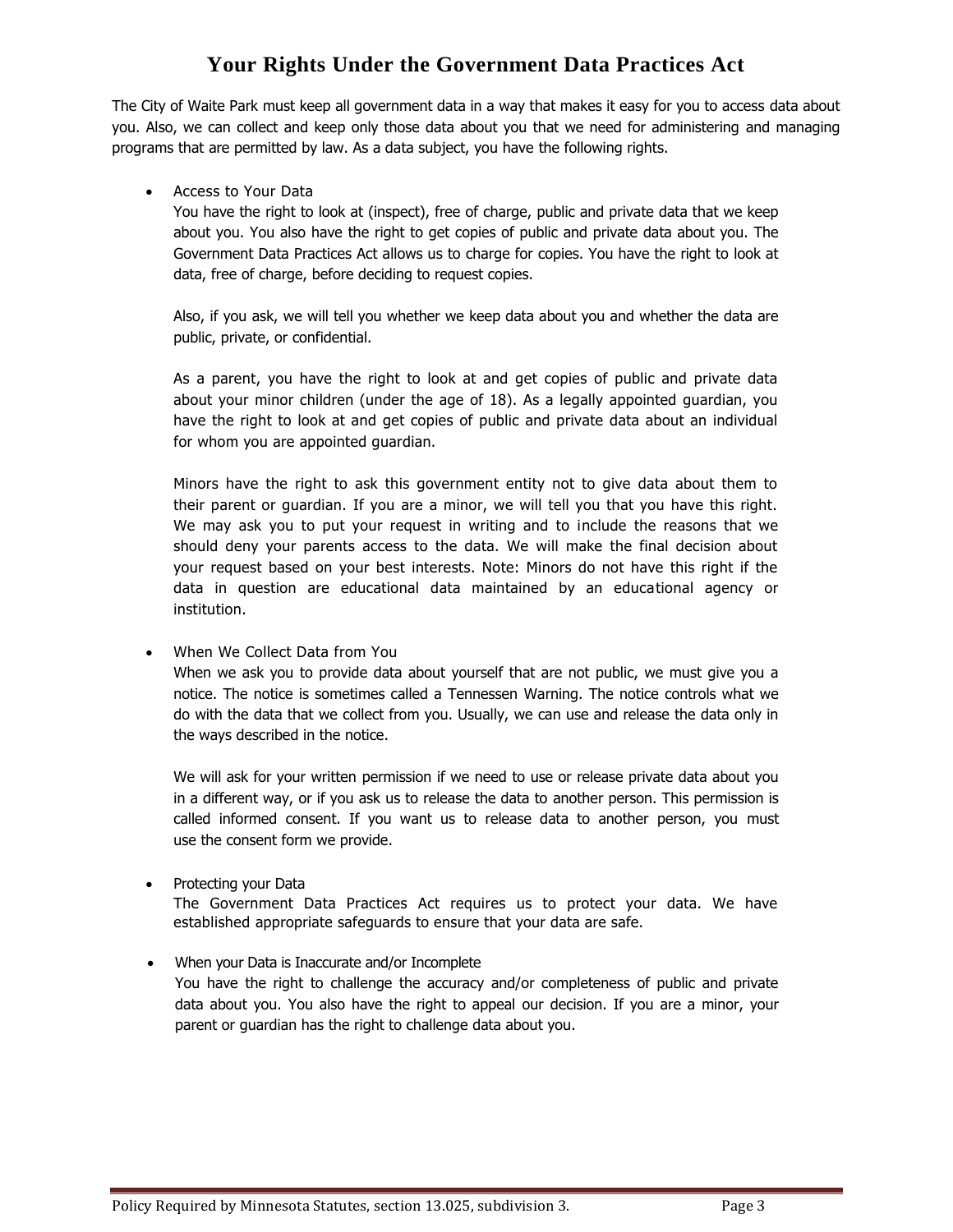# Your Rights Under the Government Data Practices Act

The City of Waite Park must keep all government data in a way that makes it easy for you to access data about you. Also, we can collect and keep only those data about you that we need for administering and managing programs that are permitted by law. As a data subject, you have the following rights.

- Access to Your Data

  You have the right to look at (inspect), free of charge, public and private data that we keep about you. You also have the right to get copies of public and private data about you. The Government Data Practices Act allows us to charge for copies. You have the right to look at data, free of charge, before deciding to request copies.

  Also, if you ask, we will tell you whether we keep data about you and whether the data are public, private, or confidential.

  As a parent, you have the right to look at and get copies of public and private data about your minor children (under the age of 18). As a legally appointed guardian, you have the right to look at and get copies of public and private data about an individual for whom you are appointed guardian.

  Minors have the right to ask this government entity not to give data about them to their parent or guardian. If you are a minor, we will tell you that you have this right. We may ask you to put your request in writing and to include the reasons that we should deny your parents access to the data. We will make the final decision about your request based on your best interests. Note: Minors do not have this right if the data in question are educational data maintained by an educational agency or institution.

- When We Collect Data from You

  When we ask you to provide data about yourself that are not public, we must give you a notice. The notice is sometimes called a Tennessen Warning. The notice controls what we do with the data that we collect from you. Usually, we can use and release the data only in the ways described in the notice.

  We will ask for your written permission if we need to use or release private data about you in a different way, or if you ask us to release the data to another person. This permission is called informed consent. If you want us to release data to another person, you must use the consent form we provide.

- Protecting your Data

  The Government Data Practices Act requires us to protect your data. We have established appropriate safeguards to ensure that your data are safe.

- When your Data is Inaccurate and/or Incomplete

  You have the right to challenge the accuracy and/or completeness of public and private data about you. You also have the right to appeal our decision. If you are a minor, your parent or guardian has the right to challenge data about you.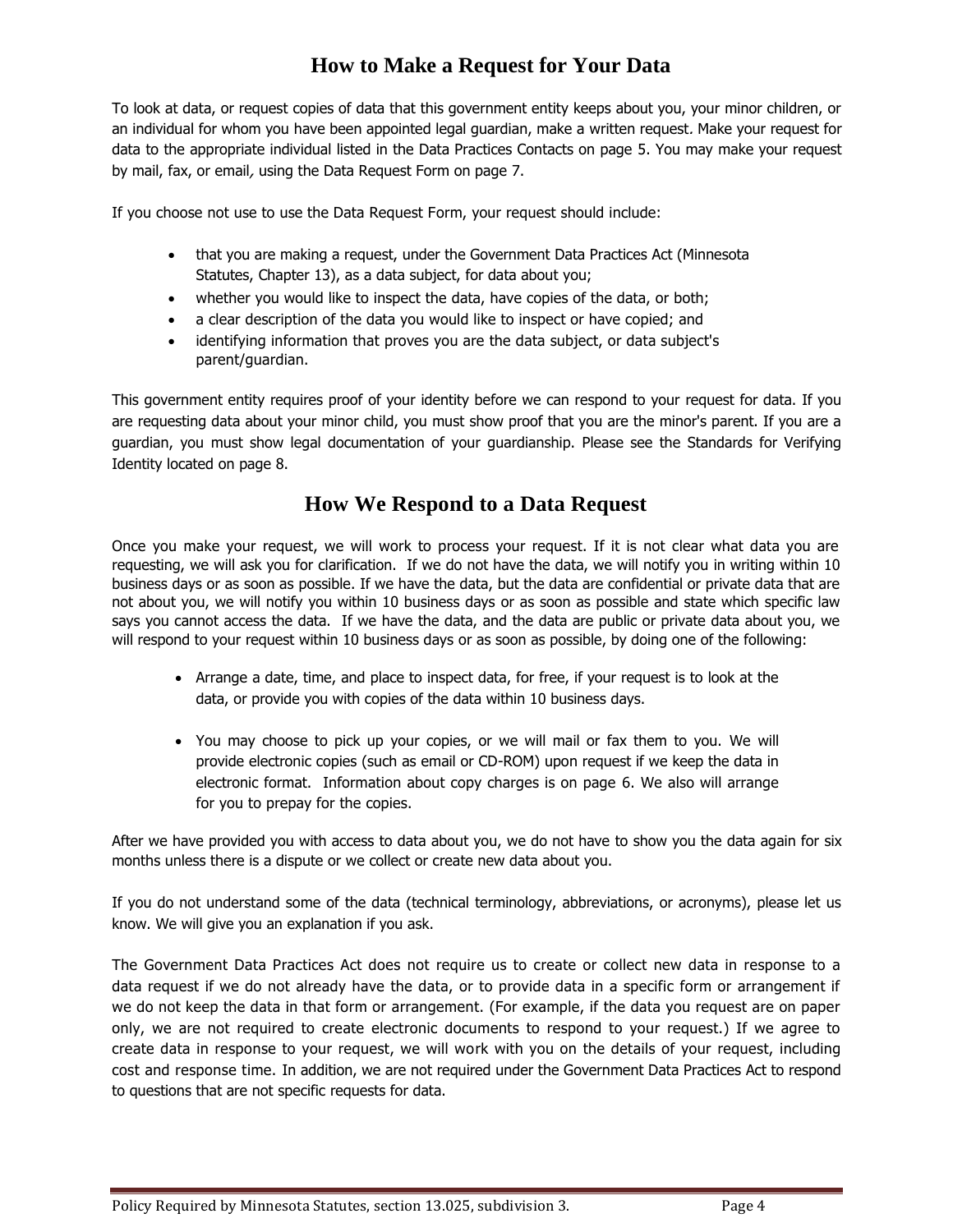## How to Make a Request for Your Data

To look at data, or request copies of data that this government entity keeps about you, your minor children, or an individual for whom you have been appointed legal guardian, make a written request. Make your request for data to the appropriate individual listed in the Data Practices Contacts on page 5. You may make your request by mail, fax, or email, using the Data Request Form on page 7.

If you choose not use to use the Data Request Form, your request should include:

- that you are making a request, under the Government Data Practices Act (Minnesota Statutes, Chapter 13), as a data subject, for data about you;
- whether you would like to inspect the data, have copies of the data, or both;
- a clear description of the data you would like to inspect or have copied; and
- identifying information that proves you are the data subject, or data subject's parent/guardian.

This government entity requires proof of your identity before we can respond to your request for data. If you are requesting data about your minor child, you must show proof that you are the minor's parent. If you are a guardian, you must show legal documentation of your guardianship. Please see the Standards for Verifying Identity located on page 8.

## How We Respond to a Data Request

Once you make your request, we will work to process your request. If it is not clear what data you are requesting, we will ask you for clarification. If we do not have the data, we will notify you in writing within 10 business days or as soon as possible. If we have the data, but the data are confidential or private data that are not about you, we will notify you within 10 business days or as soon as possible and state which specific law says you cannot access the data. If we have the data, and the data are public or private data about you, we will respond to your request within 10 business days or as soon as possible, by doing one of the following:

- Arrange a date, time, and place to inspect data, for free, if your request is to look at the data, or provide you with copies of the data within 10 business days.

- You may choose to pick up your copies, or we will mail or fax them to you. We will provide electronic copies (such as email or CD-ROM) upon request if we keep the data in electronic format. Information about copy charges is on page 6. We also will arrange for you to prepay for the copies.

After we have provided you with access to data about you, we do not have to show you the data again for six months unless there is a dispute or we collect or create new data about you.

If you do not understand some of the data (technical terminology, abbreviations, or acronyms), please let us know. We will give you an explanation if you ask.

The Government Data Practices Act does not require us to create or collect new data in response to a data request if we do not already have the data, or to provide data in a specific form or arrangement if we do not keep the data in that form or arrangement. (For example, if the data you request are on paper only, we are not required to create electronic documents to respond to your request.) If we agree to create data in response to your request, we will work with you on the details of your request, including cost and response time. In addition, we are not required under the Government Data Practices Act to respond to questions that are not specific requests for data.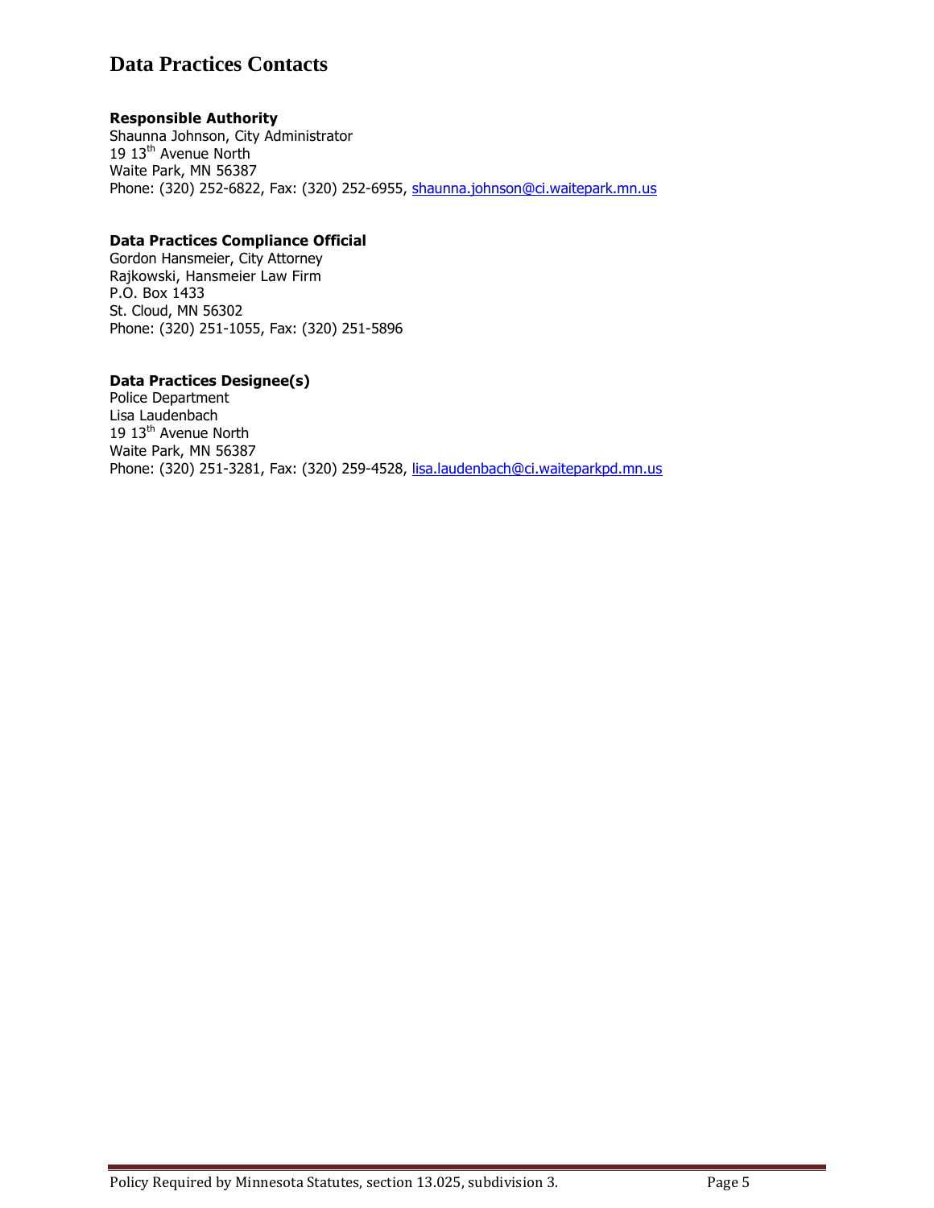# Data Practices Contacts

**Responsible Authority**
Shaunna Johnson, City Administrator
19 13th Avenue North
Waite Park, MN 56387
Phone: (320) 252-6822, Fax: (320) 252-6955, shaunna.johnson@ci.waitepark.mn.us

**Data Practices Compliance Official**
Gordon Hansmeier, City Attorney
Rajkowski, Hansmeier Law Firm
P.O. Box 1433
St. Cloud, MN 56302
Phone: (320) 251-1055, Fax: (320) 251-5896

**Data Practices Designee(s)**
Police Department
Lisa Laudenbach
19 13th Avenue North
Waite Park, MN 56387
Phone: (320) 251-3281, Fax: (320) 259-4528, lisa.laudenbach@ci.waiteparkpd.mn.us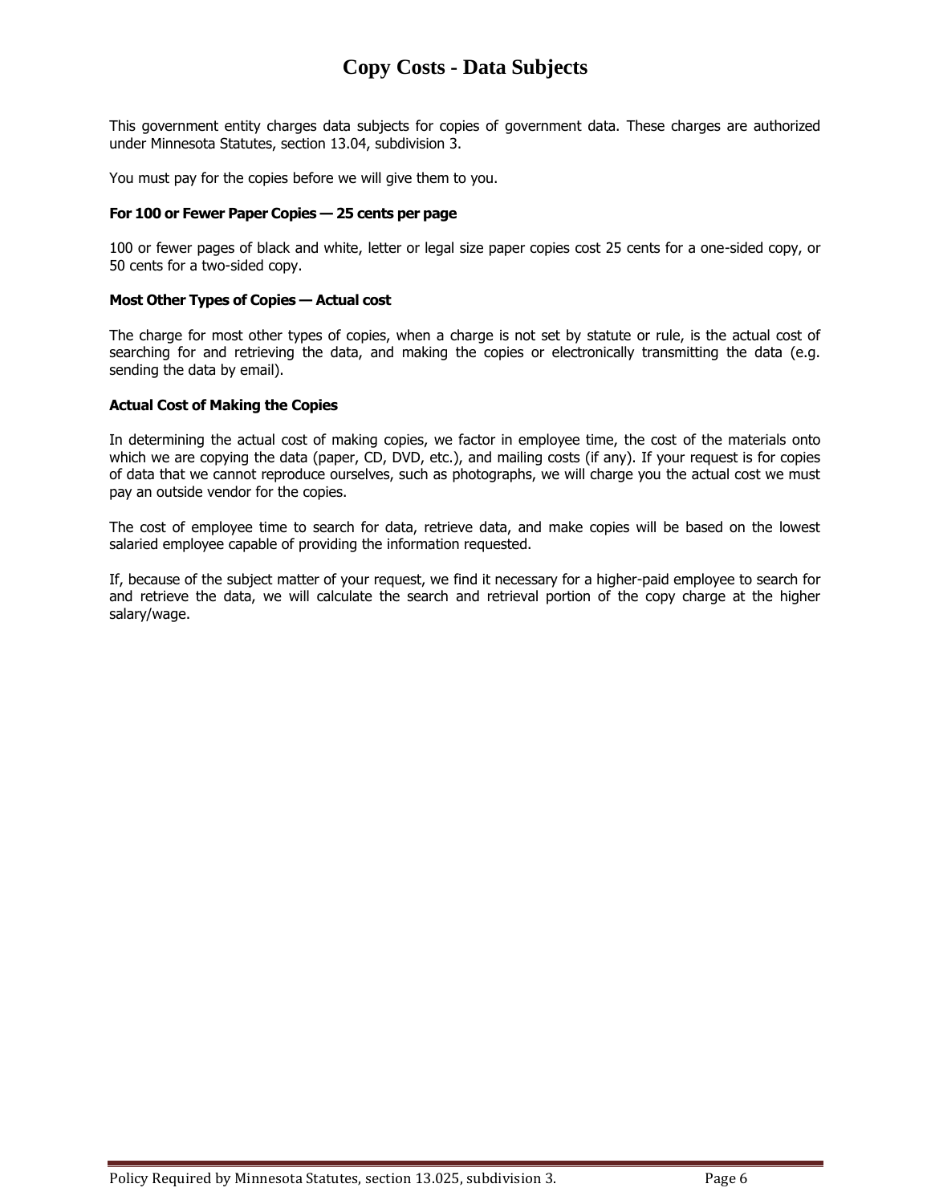# Copy Costs - Data Subjects

This government entity charges data subjects for copies of government data. These charges are authorized under Minnesota Statutes, section 13.04, subdivision 3.

You must pay for the copies before we will give them to you.

**For 100 or Fewer Paper Copies — 25 cents per page**

100 or fewer pages of black and white, letter or legal size paper copies cost 25 cents for a one-sided copy, or 50 cents for a two-sided copy.

**Most Other Types of Copies — Actual cost**

The charge for most other types of copies, when a charge is not set by statute or rule, is the actual cost of searching for and retrieving the data, and making the copies or electronically transmitting the data (e.g. sending the data by email).

**Actual Cost of Making the Copies**

In determining the actual cost of making copies, we factor in employee time, the cost of the materials onto which we are copying the data (paper, CD, DVD, etc.), and mailing costs (if any). If your request is for copies of data that we cannot reproduce ourselves, such as photographs, we will charge you the actual cost we must pay an outside vendor for the copies.

The cost of employee time to search for data, retrieve data, and make copies will be based on the lowest salaried employee capable of providing the information requested.

If, because of the subject matter of your request, we find it necessary for a higher-paid employee to search for and retrieve the data, we will calculate the search and retrieval portion of the copy charge at the higher salary/wage.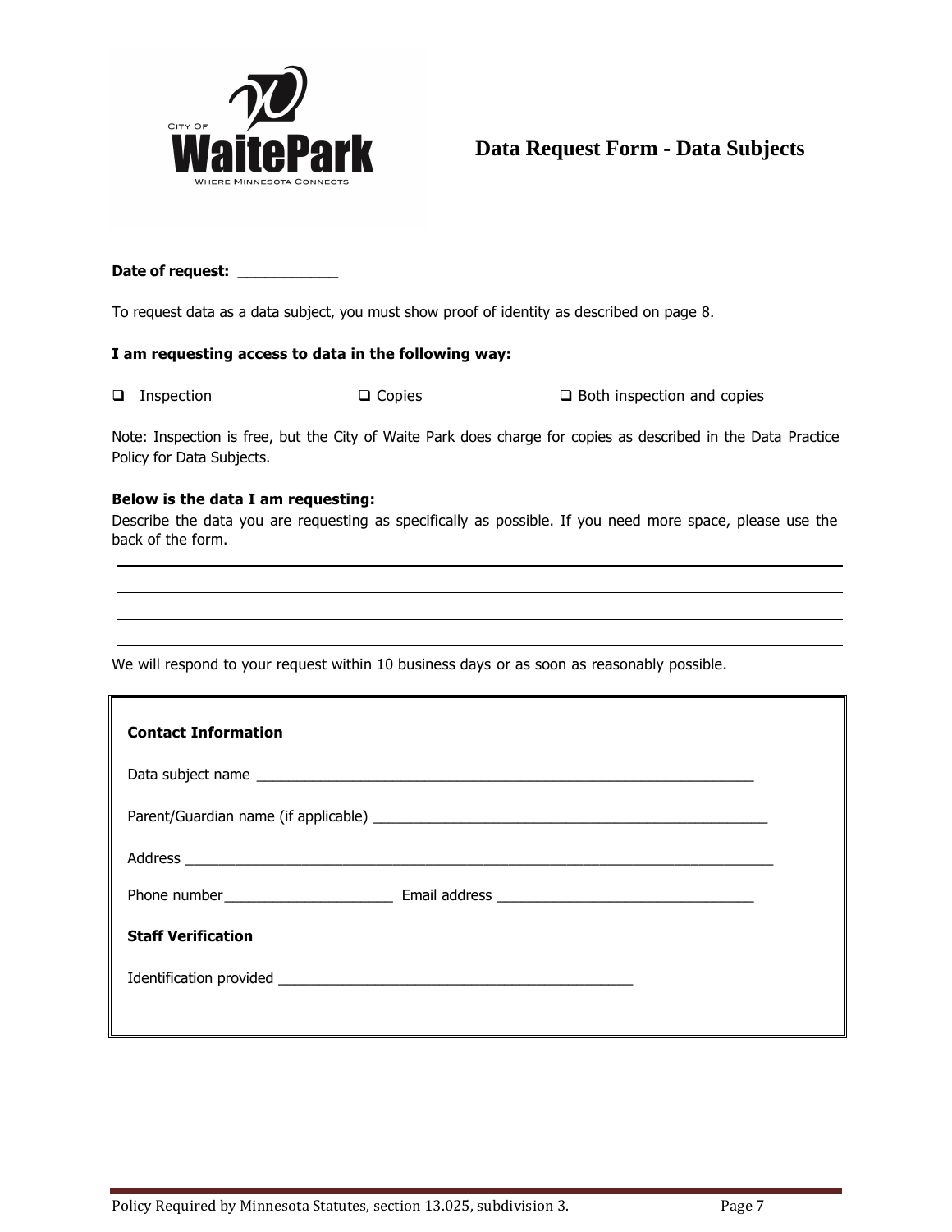# Data Request Form - Data Subjects

**Date of request:** ___________

To request data as a data subject, you must show proof of identity as described on page 8.

**I am requesting access to data in the following way:**

- ☐ Inspection
- ☐ Copies
- ☐ Both inspection and copies

Note: Inspection is free, but the City of Waite Park does charge for copies as described in the Data Practice Policy for Data Subjects.

**Below is the data I am requesting:**

Describe the data you are requesting as specifically as possible. If you need more space, please use the back of the form.

___________________________________________________________________________

___________________________________________________________________________

___________________________________________________________________________

___________________________________________________________________________

We will respond to your request within 10 business days or as soon as reasonably possible.

**Contact Information**

Data subject name ______________________________________________________________

Parent/Guardian name (if applicable) ______________________________________________

Address ____________________________________________________________________

Phone number_____________________ Email address ________________________________

**Staff Verification**

Identification provided _____________________________________________

Policy Required by Minnesota Statutes, section 13.025, subdivision 3.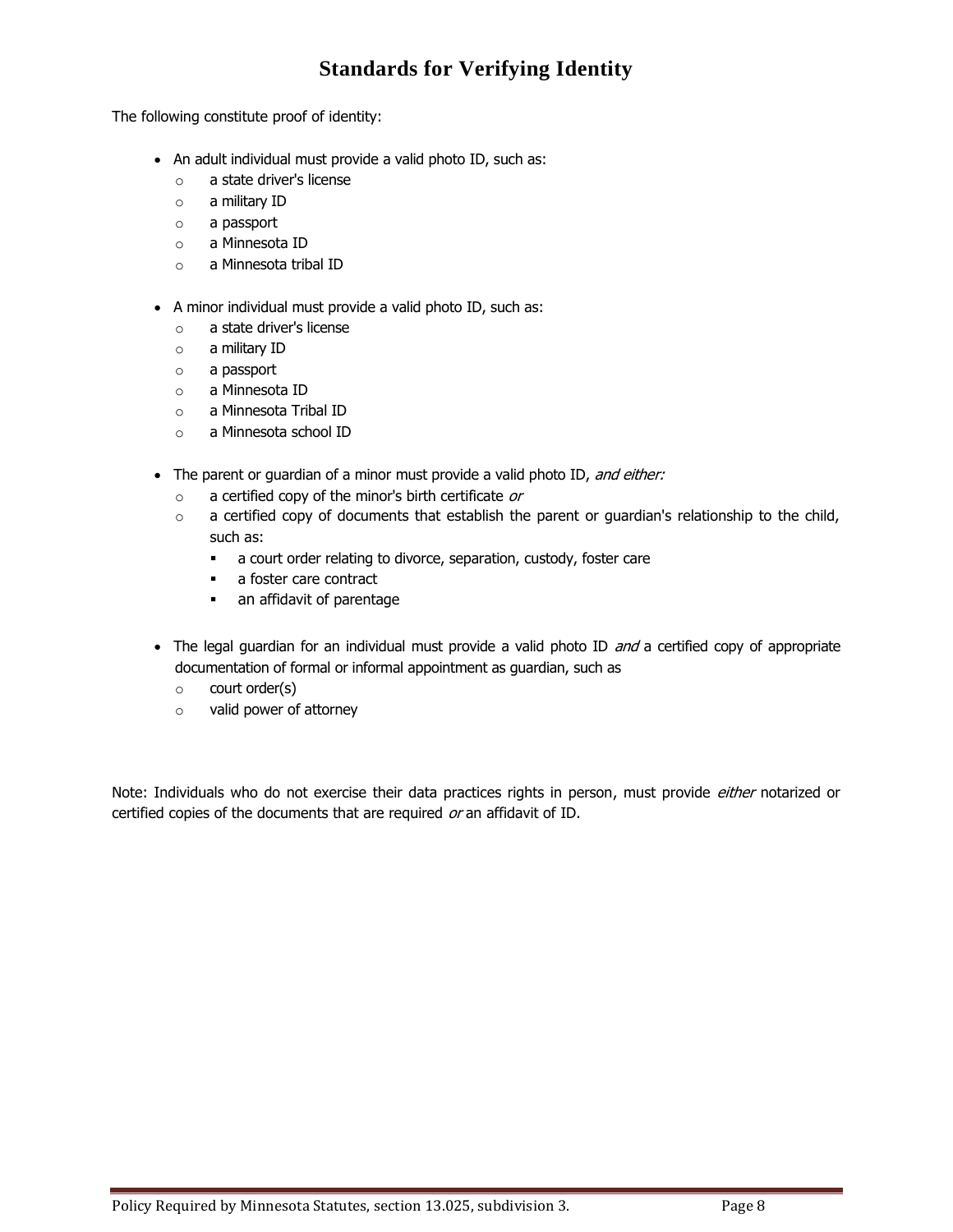# Standards for Verifying Identity

The following constitute proof of identity:

- An adult individual must provide a valid photo ID, such as:
  - a state driver's license
  - a military ID
  - a passport
  - a Minnesota ID
  - a Minnesota tribal ID

- A minor individual must provide a valid photo ID, such as:
  - a state driver's license
  - a military ID
  - a passport
  - a Minnesota ID
  - a Minnesota Tribal ID
  - a Minnesota school ID

- The parent or guardian of a minor must provide a valid photo ID, *and either:*
  - a certified copy of the minor's birth certificate *or*
  - a certified copy of documents that establish the parent or guardian's relationship to the child, such as:
    - a court order relating to divorce, separation, custody, foster care
    - a foster care contract
    - an affidavit of parentage

- The legal guardian for an individual must provide a valid photo ID *and* a certified copy of appropriate documentation of formal or informal appointment as guardian, such as
  - court order(s)
  - valid power of attorney

Note: Individuals who do not exercise their data practices rights in person, must provide *either* notarized or certified copies of the documents that are required *or* an affidavit of ID.